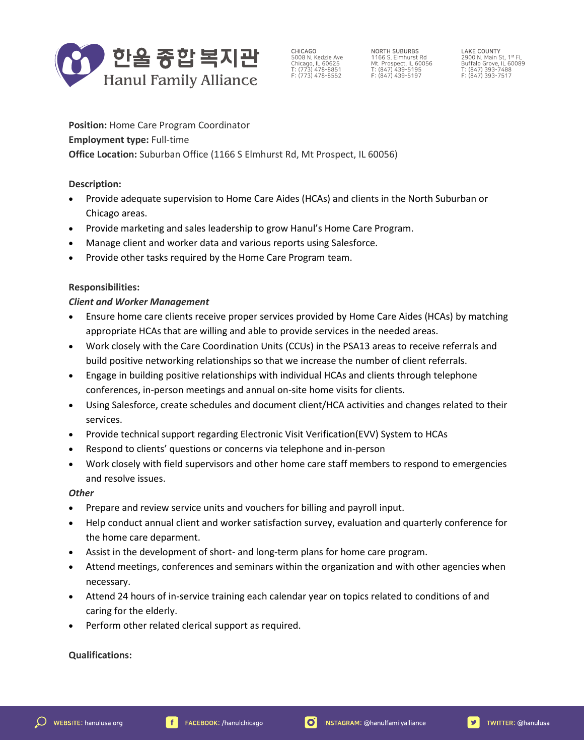# 한울 종합 복지관
# Hanul Family Alliance

CHICAGO
5008 N. Kedzie Ave
Chicago, IL 60625
T: (773) 478-8851
F: (773) 478-8552

NORTH SUBURBS
1166 S. Elmhurst Rd
Mt. Prospect, IL 60056
T: (847) 439-5195
F: (847) 439-5197

LAKE COUNTY
2900 N. Main St, 1st FL
Buffalo Grove, IL 60089
T: (847) 393-7488
F: (847) 393-7517

**Position:** Home Care Program Coordinator
**Employment type:** Full-time
**Office Location:** Suburban Office (1166 S Elmhurst Rd, Mt Prospect, IL 60056)

**Description:**

- Provide adequate supervision to Home Care Aides (HCAs) and clients in the North Suburban or Chicago areas.
- Provide marketing and sales leadership to grow Hanul's Home Care Program.
- Manage client and worker data and various reports using Salesforce.
- Provide other tasks required by the Home Care Program team.

**Responsibilities:**

***Client and Worker Management***

- Ensure home care clients receive proper services provided by Home Care Aides (HCAs) by matching appropriate HCAs that are willing and able to provide services in the needed areas.
- Work closely with the Care Coordination Units (CCUs) in the PSA13 areas to receive referrals and build positive networking relationships so that we increase the number of client referrals.
- Engage in building positive relationships with individual HCAs and clients through telephone conferences, in-person meetings and annual on-site home visits for clients.
- Using Salesforce, create schedules and document client/HCA activities and changes related to their services.
- Provide technical support regarding Electronic Visit Verification(EVV) System to HCAs
- Respond to clients' questions or concerns via telephone and in-person
- Work closely with field supervisors and other home care staff members to respond to emergencies and resolve issues.

***Other***

- Prepare and review service units and vouchers for billing and payroll input.
- Help conduct annual client and worker satisfaction survey, evaluation and quarterly conference for the home care deparment.
- Assist in the development of short- and long-term plans for home care program.
- Attend meetings, conferences and seminars within the organization and with other agencies when necessary.
- Attend 24 hours of in-service training each calendar year on topics related to conditions of and caring for the elderly.
- Perform other related clerical support as required.

**Qualifications:**

WEBSITE: hanulusa.org FACEBOOK: /hanulchicago INSTAGRAM: @hanulfamilyalliance TWITTER: @hanulusa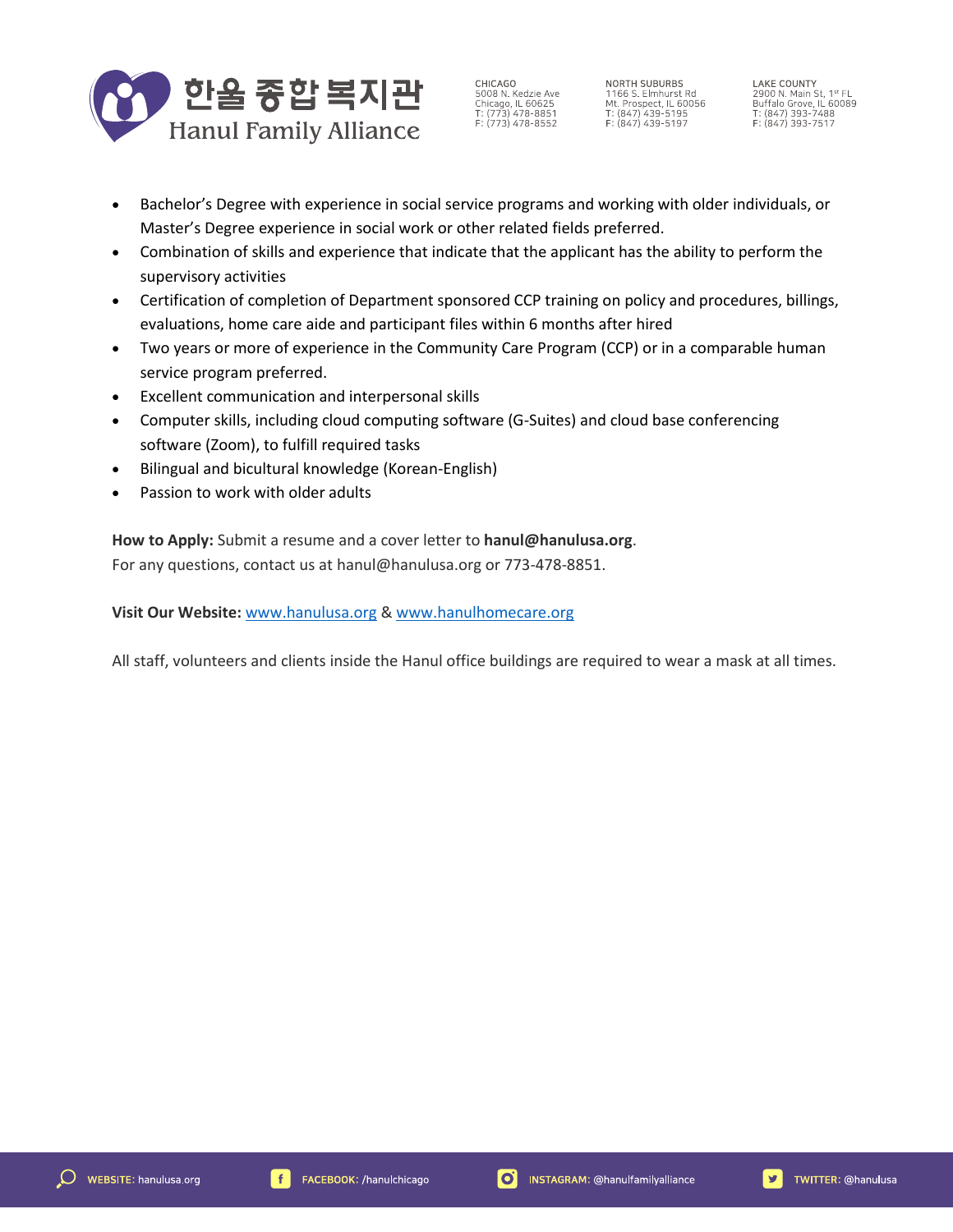- Bachelor's Degree with experience in social service programs and working with older individuals, or Master's Degree experience in social work or other related fields preferred.
- Combination of skills and experience that indicate that the applicant has the ability to perform the supervisory activities
- Certification of completion of Department sponsored CCP training on policy and procedures, billings, evaluations, home care aide and participant files within 6 months after hired
- Two years or more of experience in the Community Care Program (CCP) or in a comparable human service program preferred.
- Excellent communication and interpersonal skills
- Computer skills, including cloud computing software (G-Suites) and cloud base conferencing software (Zoom), to fulfill required tasks
- Bilingual and bicultural knowledge (Korean-English)
- Passion to work with older adults

**How to Apply:** Submit a resume and a cover letter to **hanul@hanulusa.org**.
For any questions, contact us at hanul@hanulusa.org or 773-478-8851.

**Visit Our Website:** www.hanulusa.org & www.hanulhomecare.org

All staff, volunteers and clients inside the Hanul office buildings are required to wear a mask at all times.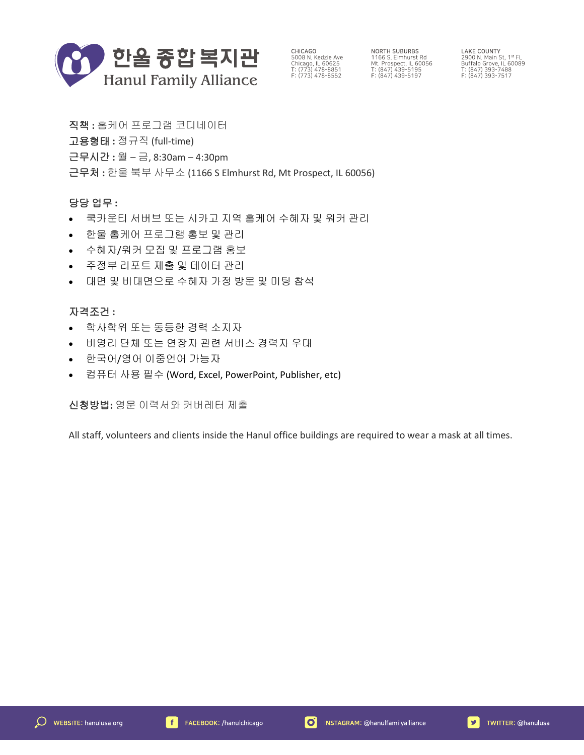**직책 :** 홈케어 프로그램 코디네이터
**고용형태 :** 정규직 (full-time)
**근무시간 :** 월 – 금, 8:30am – 4:30pm
**근무처 :** 한울 북부 사무소 (1166 S Elmhurst Rd, Mt Prospect, IL 60056)

**당당 업무 :**

- 쿡카운티 서버브 또는 시카고 지역 홈케어 수혜자 및 워커 관리
- 한울 홈케어 프로그램 홍보 및 관리
- 수혜자/워커 모집 및 프로그램 홍보
- 주정부 리포트 제출 및 데이터 관리
- 대면 및 비대면으로 수혜자 가정 방문 및 미팅 참석

**자격조건 :**

- 학사학위 또는 동등한 경력 소지자
- 비영리 단체 또는 연장자 관련 서비스 경력자 우대
- 한국어/영어 이중언어 가능자
- 컴퓨터 사용 필수 (Word, Excel, PowerPoint, Publisher, etc)

**신청방법:** 영문 이력서와 커버레터 제출

All staff, volunteers and clients inside the Hanul office buildings are required to wear a mask at all times.